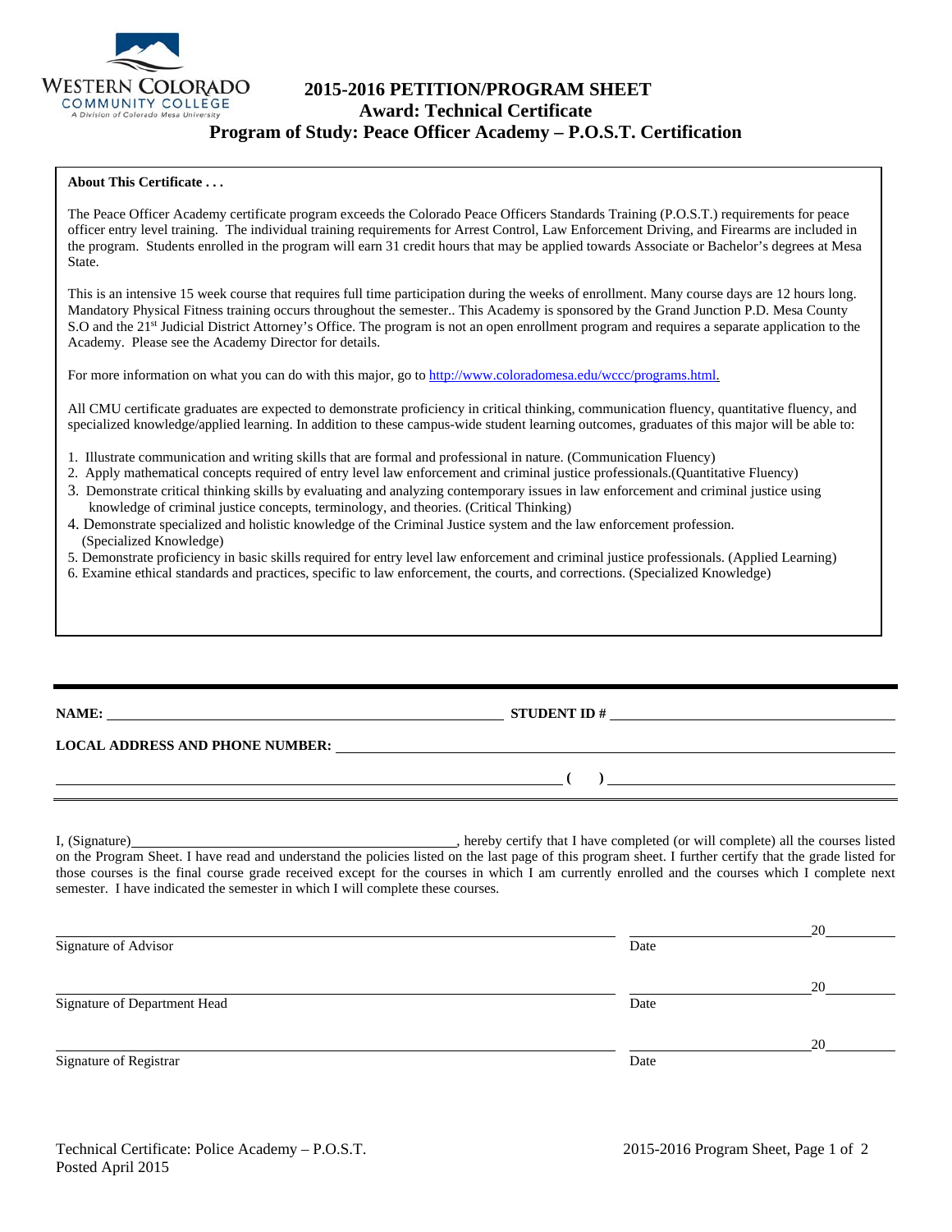# 2015-2016 PETITION/PROGRAM SHEET
## Award: Technical Certificate
## Program of Study: Peace Officer Academy – P.O.S.T. Certification

**About This Certificate . . .**

The Peace Officer Academy certificate program exceeds the Colorado Peace Officers Standards Training (P.O.S.T.) requirements for peace officer entry level training. The individual training requirements for Arrest Control, Law Enforcement Driving, and Firearms are included in the program. Students enrolled in the program will earn 31 credit hours that may be applied towards Associate or Bachelor's degrees at Mesa State.

This is an intensive 15 week course that requires full time participation during the weeks of enrollment. Many course days are 12 hours long. Mandatory Physical Fitness training occurs throughout the semester.. This Academy is sponsored by the Grand Junction P.D. Mesa County S.O and the 21st Judicial District Attorney's Office. The program is not an open enrollment program and requires a separate application to the Academy. Please see the Academy Director for details.

For more information on what you can do with this major, go to http://www.coloradomesa.edu/wccc/programs.html.

All CMU certificate graduates are expected to demonstrate proficiency in critical thinking, communication fluency, quantitative fluency, and specialized knowledge/applied learning. In addition to these campus-wide student learning outcomes, graduates of this major will be able to:

1. Illustrate communication and writing skills that are formal and professional in nature. (Communication Fluency)
2. Apply mathematical concepts required of entry level law enforcement and criminal justice professionals.(Quantitative Fluency)
3. Demonstrate critical thinking skills by evaluating and analyzing contemporary issues in law enforcement and criminal justice using knowledge of criminal justice concepts, terminology, and theories. (Critical Thinking)
4. Demonstrate specialized and holistic knowledge of the Criminal Justice system and the law enforcement profession. (Specialized Knowledge)
5. Demonstrate proficiency in basic skills required for entry level law enforcement and criminal justice professionals. (Applied Learning)
6. Examine ethical standards and practices, specific to law enforcement, the courts, and corrections. (Specialized Knowledge)

---

**NAME:** ____________________ **STUDENT ID #** ____________________

**LOCAL ADDRESS AND PHONE NUMBER:** ____________________

____________________ ( ) ____________________

I, (Signature)____________________, hereby certify that I have completed (or will complete) all the courses listed on the Program Sheet. I have read and understand the policies listed on the last page of this program sheet. I further certify that the grade listed for those courses is the final course grade received except for the courses in which I am currently enrolled and the courses which I complete next semester. I have indicated the semester in which I will complete these courses.

____________________ ____________ 20____
Signature of Advisor Date

____________________ ____________ 20____
Signature of Department Head Date

____________________ ____________ 20____
Signature of Registrar Date

Technical Certificate: Police Academy – P.O.S.T.
Posted April 2015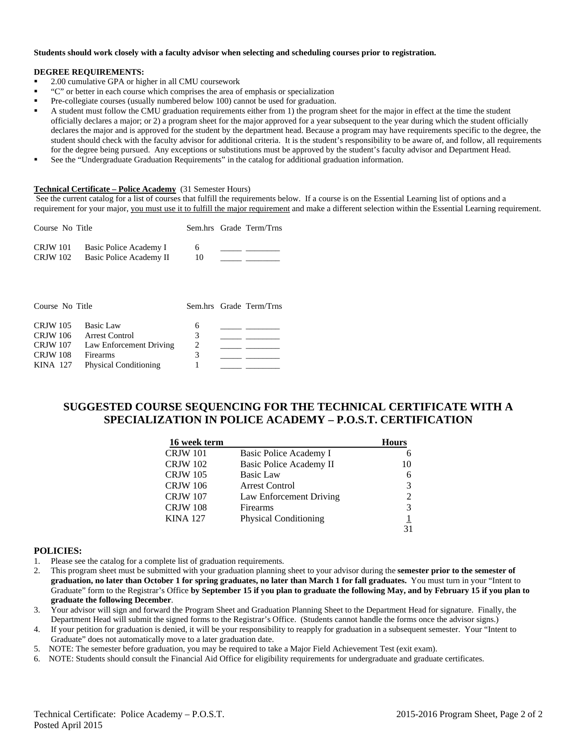**Students should work closely with a faculty advisor when selecting and scheduling courses prior to registration.**

**DEGREE REQUIREMENTS:**

- 2.00 cumulative GPA or higher in all CMU coursework
- "C" or better in each course which comprises the area of emphasis or specialization
- Pre-collegiate courses (usually numbered below 100) cannot be used for graduation.
- A student must follow the CMU graduation requirements either from 1) the program sheet for the major in effect at the time the student officially declares a major; or 2) a program sheet for the major approved for a year subsequent to the year during which the student officially declares the major and is approved for the student by the department head. Because a program may have requirements specific to the degree, the student should check with the faculty advisor for additional criteria. It is the student's responsibility to be aware of, and follow, all requirements for the degree being pursued. Any exceptions or substitutions must be approved by the student's faculty advisor and Department Head.
- See the "Undergraduate Graduation Requirements" in the catalog for additional graduation information.

**Technical Certificate – Police Academy** (31 Semester Hours)

See the current catalog for a list of courses that fulfill the requirements below. If a course is on the Essential Learning list of options and a requirement for your major, you must use it to fulfill the major requirement and make a different selection within the Essential Learning requirement.

| Course No | Title | Sem.hrs | Grade | Term/Trns |
|---|---|---|---|---|
| CRJW 101 | Basic Police Academy I | 6 | _____ | ________ |
| CRJW 102 | Basic Police Academy II | 10 | _____ | ________ |

| Course No | Title | Sem.hrs | Grade | Term/Trns |
|---|---|---|---|---|
| CRJW 105 | Basic Law | 6 | _____ | ________ |
| CRJW 106 | Arrest Control | 3 | _____ | ________ |
| CRJW 107 | Law Enforcement Driving | 2 | _____ | ________ |
| CRJW 108 | Firearms | 3 | _____ | ________ |
| KINA 127 | Physical Conditioning | 1 | _____ | ________ |

## SUGGESTED COURSE SEQUENCING FOR THE TECHNICAL CERTIFICATE WITH A SPECIALIZATION IN POLICE ACADEMY – P.O.S.T. CERTIFICATION

| 16 week term | | Hours |
|---|---|---|
| CRJW 101 | Basic Police Academy I | 6 |
| CRJW 102 | Basic Police Academy II | 10 |
| CRJW 105 | Basic Law | 6 |
| CRJW 106 | Arrest Control | 3 |
| CRJW 107 | Law Enforcement Driving | 2 |
| CRJW 108 | Firearms | 3 |
| KINA 127 | Physical Conditioning | 1 |
| | | 31 |

**POLICIES:**

1. Please see the catalog for a complete list of graduation requirements.
2. This program sheet must be submitted with your graduation planning sheet to your advisor during the **semester prior to the semester of graduation, no later than October 1 for spring graduates, no later than March 1 for fall graduates.** You must turn in your "Intent to Graduate" form to the Registrar's Office **by September 15 if you plan to graduate the following May, and by February 15 if you plan to graduate the following December**.
3. Your advisor will sign and forward the Program Sheet and Graduation Planning Sheet to the Department Head for signature. Finally, the Department Head will submit the signed forms to the Registrar's Office. (Students cannot handle the forms once the advisor signs.)
4. If your petition for graduation is denied, it will be your responsibility to reapply for graduation in a subsequent semester. Your "Intent to Graduate" does not automatically move to a later graduation date.
5. NOTE: The semester before graduation, you may be required to take a Major Field Achievement Test (exit exam).
6. NOTE: Students should consult the Financial Aid Office for eligibility requirements for undergraduate and graduate certificates.

Technical Certificate: Police Academy – P.O.S.T.
Posted April 2015